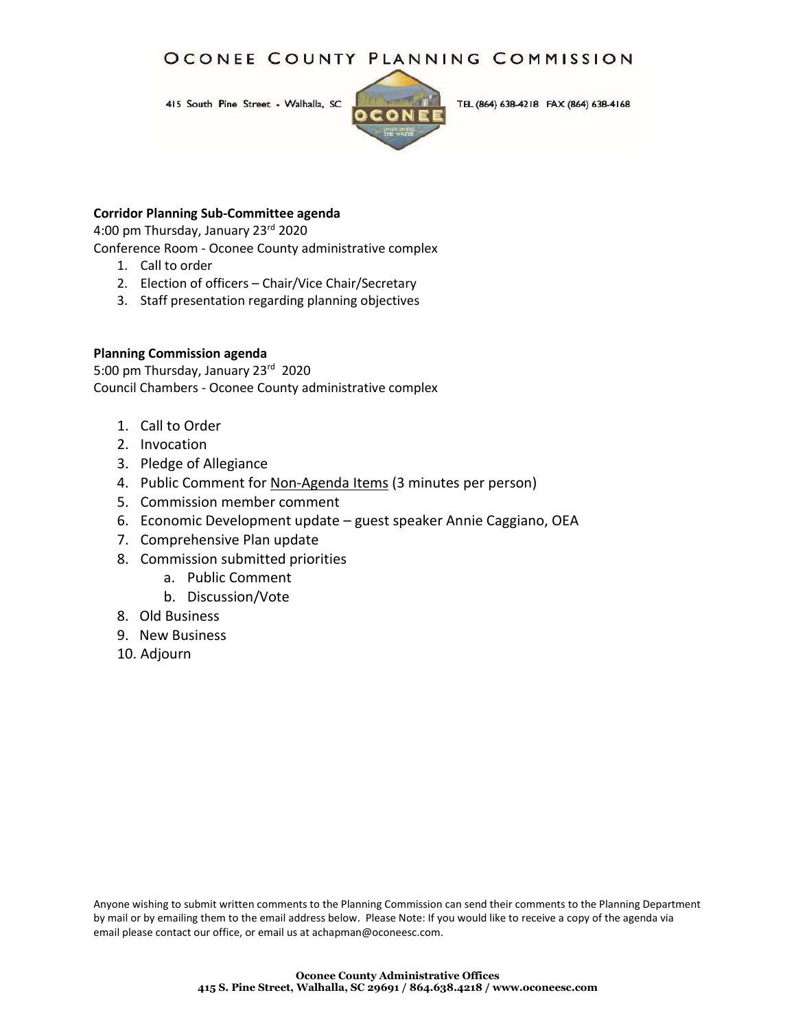# OCONEE COUNTY PLANNING COMMISSION

415 South Pine Street - Walhalla, SC TEL (864) 638-4218 FAX (864) 638-4168

**Corridor Planning Sub-Committee agenda**
4:00 pm Thursday, January 23rd 2020
Conference Room - Oconee County administrative complex

1. Call to order
2. Election of officers – Chair/Vice Chair/Secretary
3. Staff presentation regarding planning objectives

**Planning Commission agenda**
5:00 pm Thursday, January 23rd 2020
Council Chambers - Oconee County administrative complex

1. Call to Order
2. Invocation
3. Pledge of Allegiance
4. Public Comment for Non-Agenda Items (3 minutes per person)
5. Commission member comment
6. Economic Development update – guest speaker Annie Caggiano, OEA
7. Comprehensive Plan update
8. Commission submitted priorities
    a. Public Comment
    b. Discussion/Vote
8. Old Business
9. New Business
10. Adjourn

Anyone wishing to submit written comments to the Planning Commission can send their comments to the Planning Department by mail or by emailing them to the email address below. Please Note: If you would like to receive a copy of the agenda via email please contact our office, or email us at achapman@oconeesc.com.

**Oconee County Administrative Offices**
**415 S. Pine Street, Walhalla, SC 29691 / 864.638.4218 / www.oconeesc.com**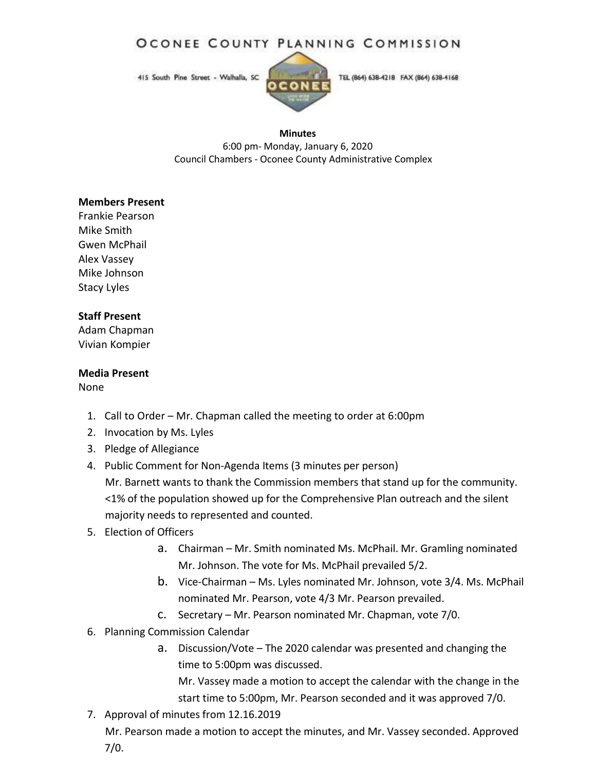# Oconee County Planning Commission

415 South Pine Street - Walhalla, SC TEL (864) 638-4218 FAX (864) 638-4168

**Minutes**
6:00 pm- Monday, January 6, 2020
Council Chambers - Oconee County Administrative Complex

**Members Present**
Frankie Pearson
Mike Smith
Gwen McPhail
Alex Vassey
Mike Johnson
Stacy Lyles

**Staff Present**
Adam Chapman
Vivian Kompier

**Media Present**
None

1. Call to Order – Mr. Chapman called the meeting to order at 6:00pm
2. Invocation by Ms. Lyles
3. Pledge of Allegiance
4. Public Comment for Non-Agenda Items (3 minutes per person)
   Mr. Barnett wants to thank the Commission members that stand up for the community. <1% of the population showed up for the Comprehensive Plan outreach and the silent majority needs to represented and counted.
5. Election of Officers
   a. Chairman – Mr. Smith nominated Ms. McPhail. Mr. Gramling nominated Mr. Johnson. The vote for Ms. McPhail prevailed 5/2.
   b. Vice-Chairman – Ms. Lyles nominated Mr. Johnson, vote 3/4. Ms. McPhail nominated Mr. Pearson, vote 4/3 Mr. Pearson prevailed.
   c. Secretary – Mr. Pearson nominated Mr. Chapman, vote 7/0.
6. Planning Commission Calendar
   a. Discussion/Vote – The 2020 calendar was presented and changing the time to 5:00pm was discussed.
      Mr. Vassey made a motion to accept the calendar with the change in the start time to 5:00pm, Mr. Pearson seconded and it was approved 7/0.
7. Approval of minutes from 12.16.2019
   Mr. Pearson made a motion to accept the minutes, and Mr. Vassey seconded. Approved 7/0.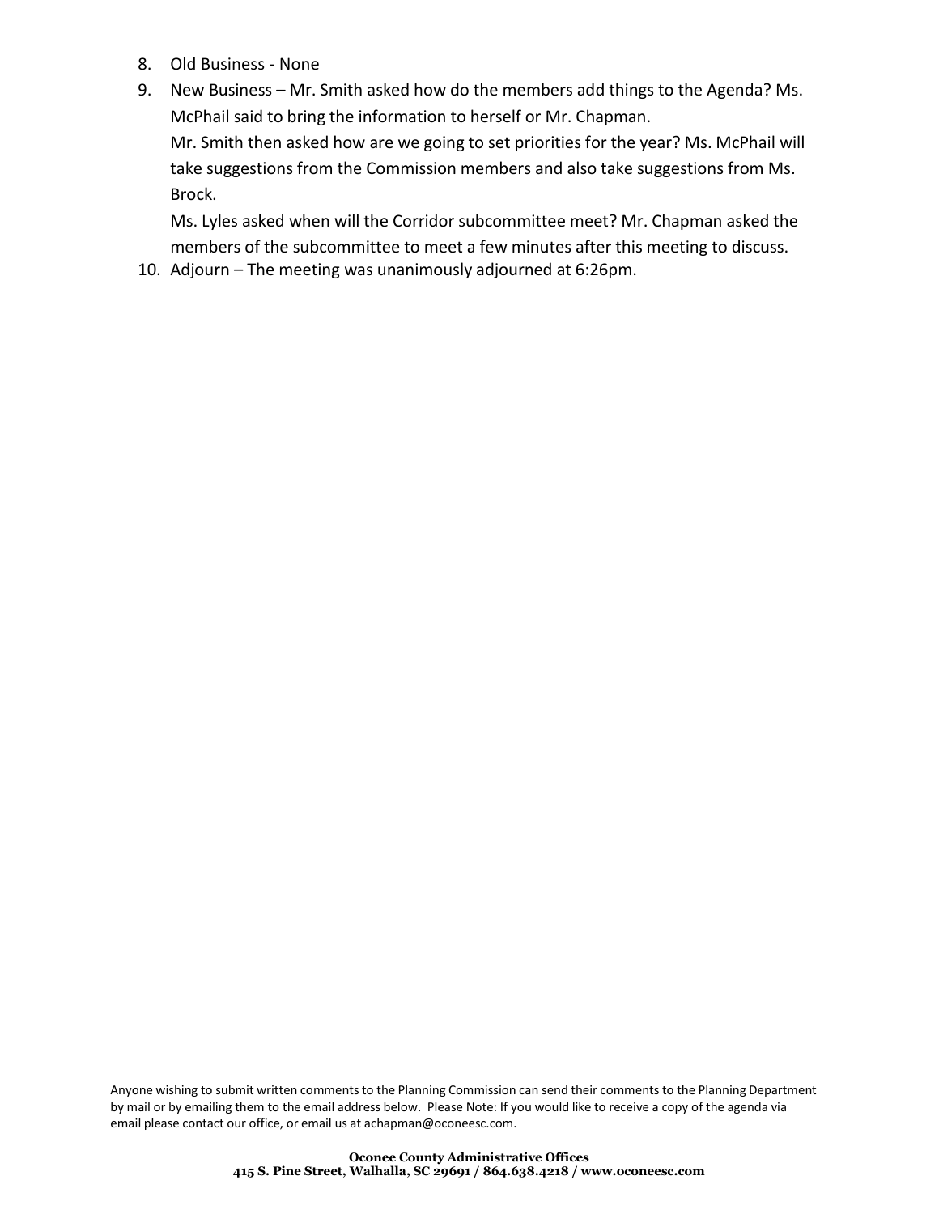8. Old Business - None
9. New Business – Mr. Smith asked how do the members add things to the Agenda? Ms. McPhail said to bring the information to herself or Mr. Chapman.

   Mr. Smith then asked how are we going to set priorities for the year? Ms. McPhail will take suggestions from the Commission members and also take suggestions from Ms. Brock.

   Ms. Lyles asked when will the Corridor subcommittee meet? Mr. Chapman asked the members of the subcommittee to meet a few minutes after this meeting to discuss.
10. Adjourn – The meeting was unanimously adjourned at 6:26pm.

Anyone wishing to submit written comments to the Planning Commission can send their comments to the Planning Department by mail or by emailing them to the email address below. Please Note: If you would like to receive a copy of the agenda via email please contact our office, or email us at achapman@oconeesc.com.

**Oconee County Administrative Offices**
**415 S. Pine Street, Walhalla, SC 29691 / 864.638.4218 / www.oconeesc.com**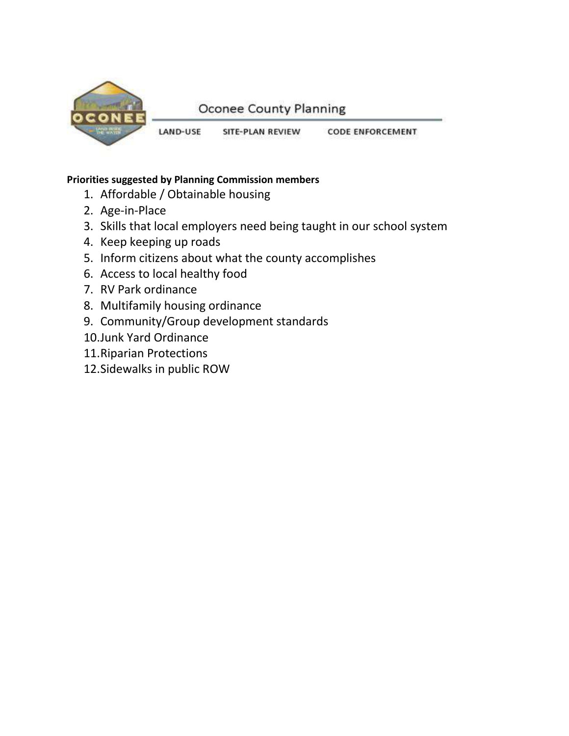Oconee County Planning

LAND-USE SITE-PLAN REVIEW CODE ENFORCEMENT

**Priorities suggested by Planning Commission members**

1. Affordable / Obtainable housing
2. Age-in-Place
3. Skills that local employers need being taught in our school system
4. Keep keeping up roads
5. Inform citizens about what the county accomplishes
6. Access to local healthy food
7. RV Park ordinance
8. Multifamily housing ordinance
9. Community/Group development standards
10. Junk Yard Ordinance
11. Riparian Protections
12. Sidewalks in public ROW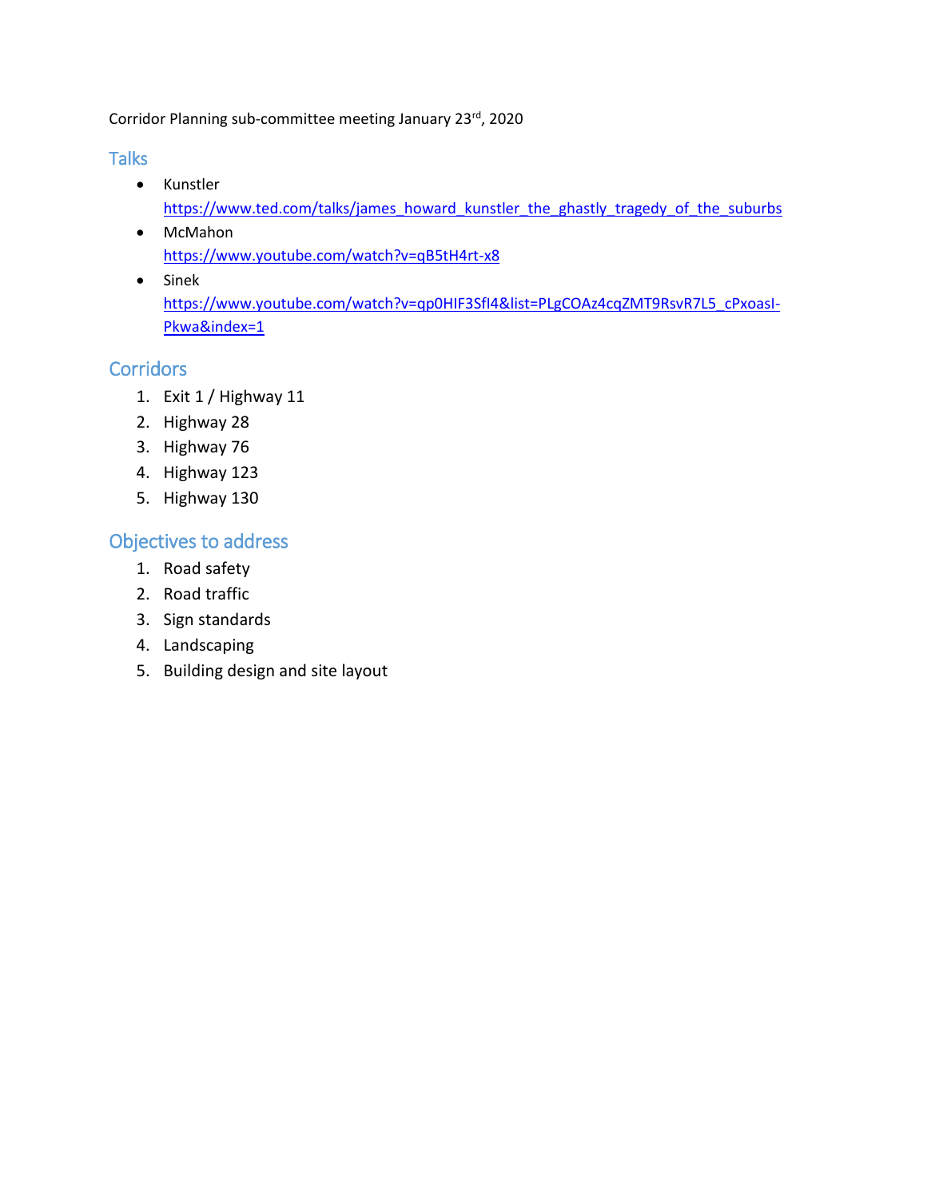Corridor Planning sub-committee meeting January 23rd, 2020

## Talks

- Kunstler
  https://www.ted.com/talks/james_howard_kunstler_the_ghastly_tragedy_of_the_suburbs
- McMahon
  https://www.youtube.com/watch?v=qB5tH4rt-x8
- Sinek
  https://www.youtube.com/watch?v=qp0HIF3SfI4&list=PLgCOAz4cqZMT9RsvR7L5_cPxoasI-Pkwa&index=1

## Corridors

1. Exit 1 / Highway 11
2. Highway 28
3. Highway 76
4. Highway 123
5. Highway 130

## Objectives to address

1. Road safety
2. Road traffic
3. Sign standards
4. Landscaping
5. Building design and site layout